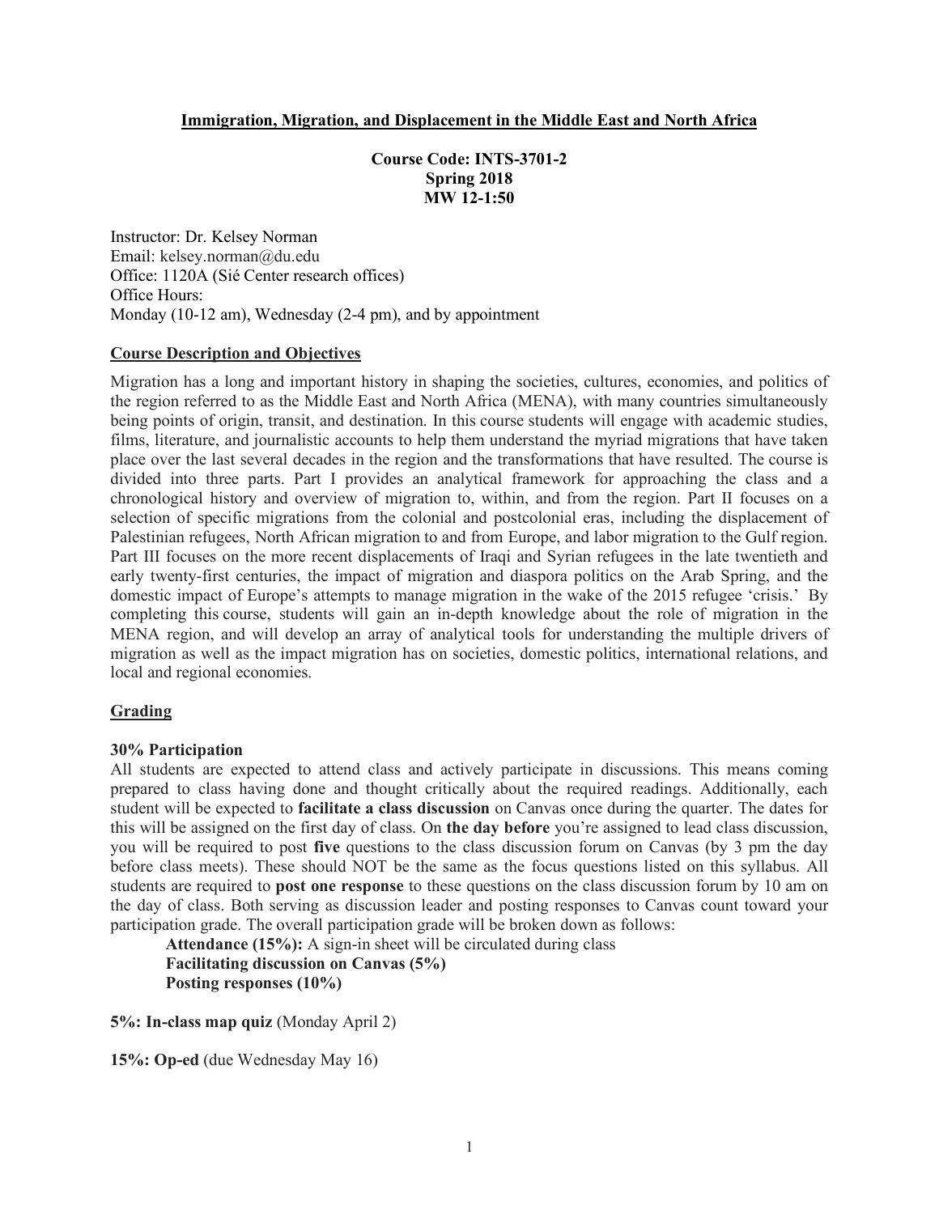**Immigration, Migration, and Displacement in the Middle East and North Africa**

**Course Code: INTS-3701-2**
**Spring 2018**
**MW 12-1:50**

Instructor: Dr. Kelsey Norman
Email: kelsey.norman@du.edu
Office: 1120A (Sié Center research offices)
Office Hours:
Monday (10-12 am), Wednesday (2-4 pm), and by appointment

## Course Description and Objectives

Migration has a long and important history in shaping the societies, cultures, economies, and politics of the region referred to as the Middle East and North Africa (MENA), with many countries simultaneously being points of origin, transit, and destination. In this course students will engage with academic studies, films, literature, and journalistic accounts to help them understand the myriad migrations that have taken place over the last several decades in the region and the transformations that have resulted. The course is divided into three parts. Part I provides an analytical framework for approaching the class and a chronological history and overview of migration to, within, and from the region. Part II focuses on a selection of specific migrations from the colonial and postcolonial eras, including the displacement of Palestinian refugees, North African migration to and from Europe, and labor migration to the Gulf region. Part III focuses on the more recent displacements of Iraqi and Syrian refugees in the late twentieth and early twenty-first centuries, the impact of migration and diaspora politics on the Arab Spring, and the domestic impact of Europe's attempts to manage migration in the wake of the 2015 refugee 'crisis.' By completing this course, students will gain an in-depth knowledge about the role of migration in the MENA region, and will develop an array of analytical tools for understanding the multiple drivers of migration as well as the impact migration has on societies, domestic politics, international relations, and local and regional economies.

## Grading

**30% Participation**
All students are expected to attend class and actively participate in discussions. This means coming prepared to class having done and thought critically about the required readings. Additionally, each student will be expected to **facilitate a class discussion** on Canvas once during the quarter. The dates for this will be assigned on the first day of class. On **the day before** you're assigned to lead class discussion, you will be required to post **five** questions to the class discussion forum on Canvas (by 3 pm the day before class meets). These should NOT be the same as the focus questions listed on this syllabus. All students are required to **post one response** to these questions on the class discussion forum by 10 am on the day of class. Both serving as discussion leader and posting responses to Canvas count toward your participation grade. The overall participation grade will be broken down as follows:

**Attendance (15%):** A sign-in sheet will be circulated during class
**Facilitating discussion on Canvas (5%)**
**Posting responses (10%)**

**5%: In-class map quiz** (Monday April 2)

**15%: Op-ed** (due Wednesday May 16)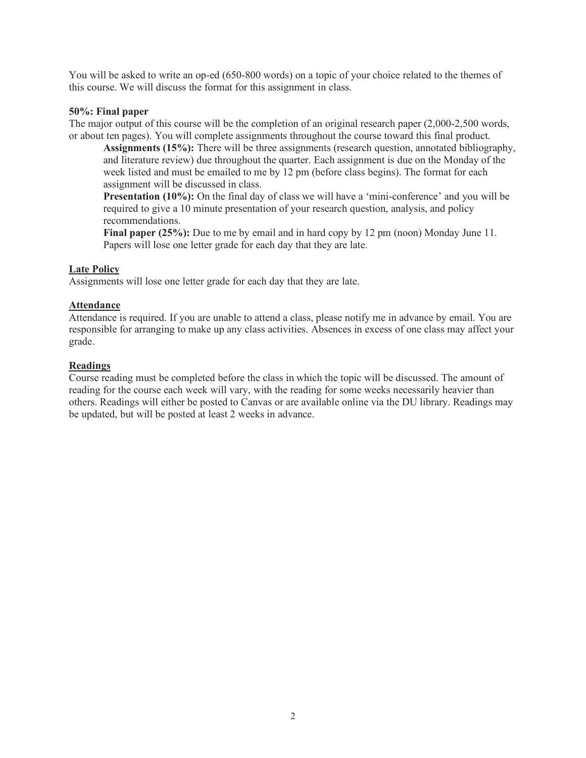You will be asked to write an op-ed (650-800 words) on a topic of your choice related to the themes of this course. We will discuss the format for this assignment in class.

**50%: Final paper**

The major output of this course will be the completion of an original research paper (2,000-2,500 words, or about ten pages). You will complete assignments throughout the course toward this final product.

> **Assignments (15%):** There will be three assignments (research question, annotated bibliography, and literature review) due throughout the quarter. Each assignment is due on the Monday of the week listed and must be emailed to me by 12 pm (before class begins). The format for each assignment will be discussed in class.
>
> **Presentation (10%):** On the final day of class we will have a 'mini-conference' and you will be required to give a 10 minute presentation of your research question, analysis, and policy recommendations.
>
> **Final paper (25%):** Due to me by email and in hard copy by 12 pm (noon) Monday June 11. Papers will lose one letter grade for each day that they are late.

## Late Policy

Assignments will lose one letter grade for each day that they are late.

## Attendance

Attendance is required. If you are unable to attend a class, please notify me in advance by email. You are responsible for arranging to make up any class activities. Absences in excess of one class may affect your grade.

## Readings

Course reading must be completed before the class in which the topic will be discussed. The amount of reading for the course each week will vary, with the reading for some weeks necessarily heavier than others. Readings will either be posted to Canvas or are available online via the DU library. Readings may be updated, but will be posted at least 2 weeks in advance.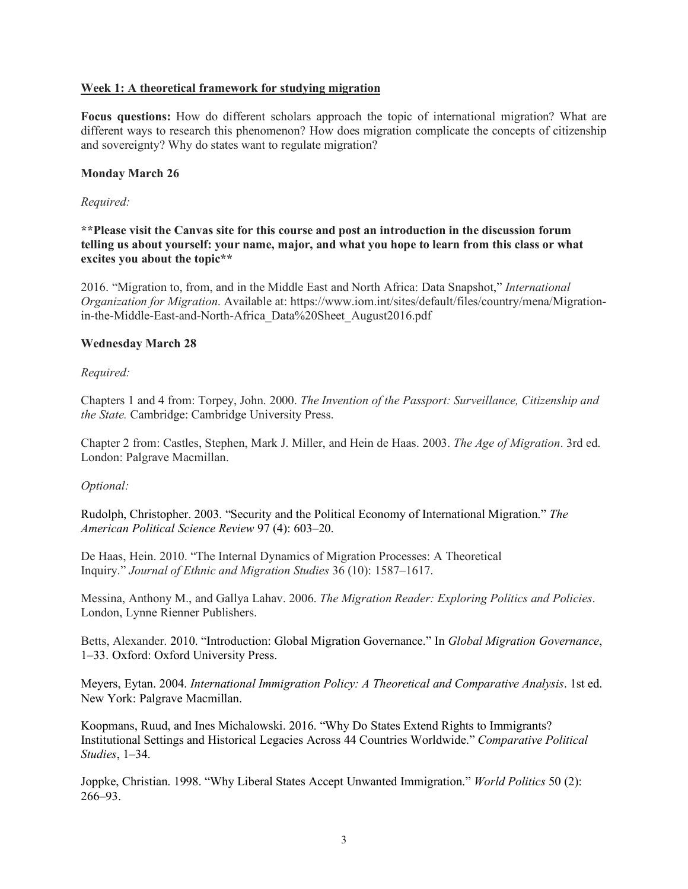## <u>Week 1: A theoretical framework for studying migration</u>

**Focus questions:** How do different scholars approach the topic of international migration? What are different ways to research this phenomenon? How does migration complicate the concepts of citizenship and sovereignty? Why do states want to regulate migration?

### Monday March 26

*Required:*

****Please visit the Canvas site for this course and post an introduction in the discussion forum telling us about yourself: your name, major, and what you hope to learn from this class or what excites you about the topic****

2016. "Migration to, from, and in the Middle East and North Africa: Data Snapshot," *International Organization for Migration*. Available at: https://www.iom.int/sites/default/files/country/mena/Migration-in-the-Middle-East-and-North-Africa_Data%20Sheet_August2016.pdf

### Wednesday March 28

*Required:*

Chapters 1 and 4 from: Torpey, John. 2000. *The Invention of the Passport: Surveillance, Citizenship and the State.* Cambridge: Cambridge University Press.

Chapter 2 from: Castles, Stephen, Mark J. Miller, and Hein de Haas. 2003. *The Age of Migration*. 3rd ed. London: Palgrave Macmillan.

*Optional:*

Rudolph, Christopher. 2003. "Security and the Political Economy of International Migration." *The American Political Science Review* 97 (4): 603–20.

De Haas, Hein. 2010. "The Internal Dynamics of Migration Processes: A Theoretical Inquiry." *Journal of Ethnic and Migration Studies* 36 (10): 1587–1617.

Messina, Anthony M., and Gallya Lahav. 2006. *The Migration Reader: Exploring Politics and Policies*. London, Lynne Rienner Publishers.

Betts, Alexander. 2010. "Introduction: Global Migration Governance." In *Global Migration Governance*, 1–33. Oxford: Oxford University Press.

Meyers, Eytan. 2004. *International Immigration Policy: A Theoretical and Comparative Analysis*. 1st ed. New York: Palgrave Macmillan.

Koopmans, Ruud, and Ines Michalowski. 2016. "Why Do States Extend Rights to Immigrants? Institutional Settings and Historical Legacies Across 44 Countries Worldwide." *Comparative Political Studies*, 1–34.

Joppke, Christian. 1998. "Why Liberal States Accept Unwanted Immigration." *World Politics* 50 (2): 266–93.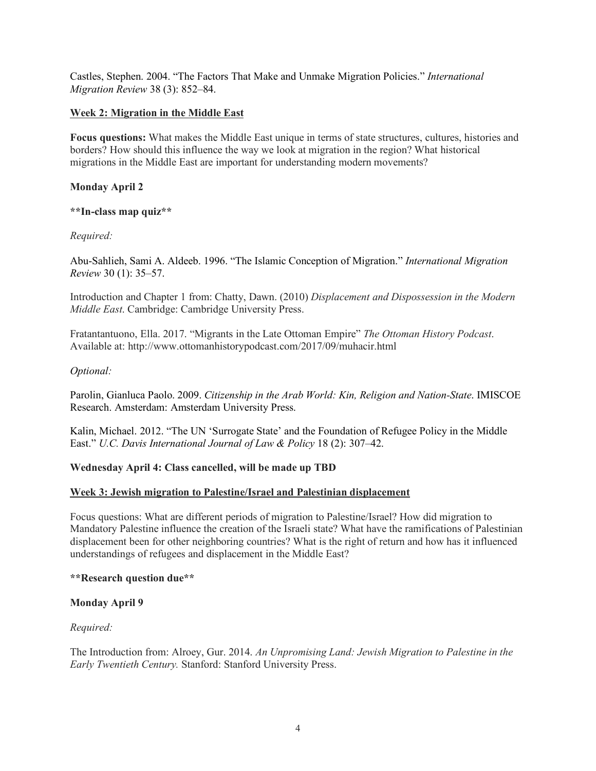Castles, Stephen. 2004. "The Factors That Make and Unmake Migration Policies." *International Migration Review* 38 (3): 852–84.

## Week 2: Migration in the Middle East

**Focus questions:** What makes the Middle East unique in terms of state structures, cultures, histories and borders? How should this influence the way we look at migration in the region? What historical migrations in the Middle East are important for understanding modern movements?

### Monday April 2

****In-class map quiz****

*Required:*

Abu-Sahlieh, Sami A. Aldeeb. 1996. "The Islamic Conception of Migration." *International Migration Review* 30 (1): 35–57.

Introduction and Chapter 1 from: Chatty, Dawn. (2010) *Displacement and Dispossession in the Modern Middle East*. Cambridge: Cambridge University Press.

Fratantantuono, Ella. 2017. "Migrants in the Late Ottoman Empire" *The Ottoman History Podcast*. Available at: http://www.ottomanhistorypodcast.com/2017/09/muhacir.html

*Optional:*

Parolin, Gianluca Paolo. 2009. *Citizenship in the Arab World: Kin, Religion and Nation-State*. IMISCOE Research. Amsterdam: Amsterdam University Press.

Kalin, Michael. 2012. "The UN 'Surrogate State' and the Foundation of Refugee Policy in the Middle East." *U.C. Davis International Journal of Law & Policy* 18 (2): 307–42.

### Wednesday April 4: Class cancelled, will be made up TBD

## Week 3: Jewish migration to Palestine/Israel and Palestinian displacement

Focus questions: What are different periods of migration to Palestine/Israel? How did migration to Mandatory Palestine influence the creation of the Israeli state? What have the ramifications of Palestinian displacement been for other neighboring countries? What is the right of return and how has it influenced understandings of refugees and displacement in the Middle East?

****Research question due****

### Monday April 9

*Required:*

The Introduction from: Alroey, Gur. 2014. *An Unpromising Land: Jewish Migration to Palestine in the Early Twentieth Century.* Stanford: Stanford University Press.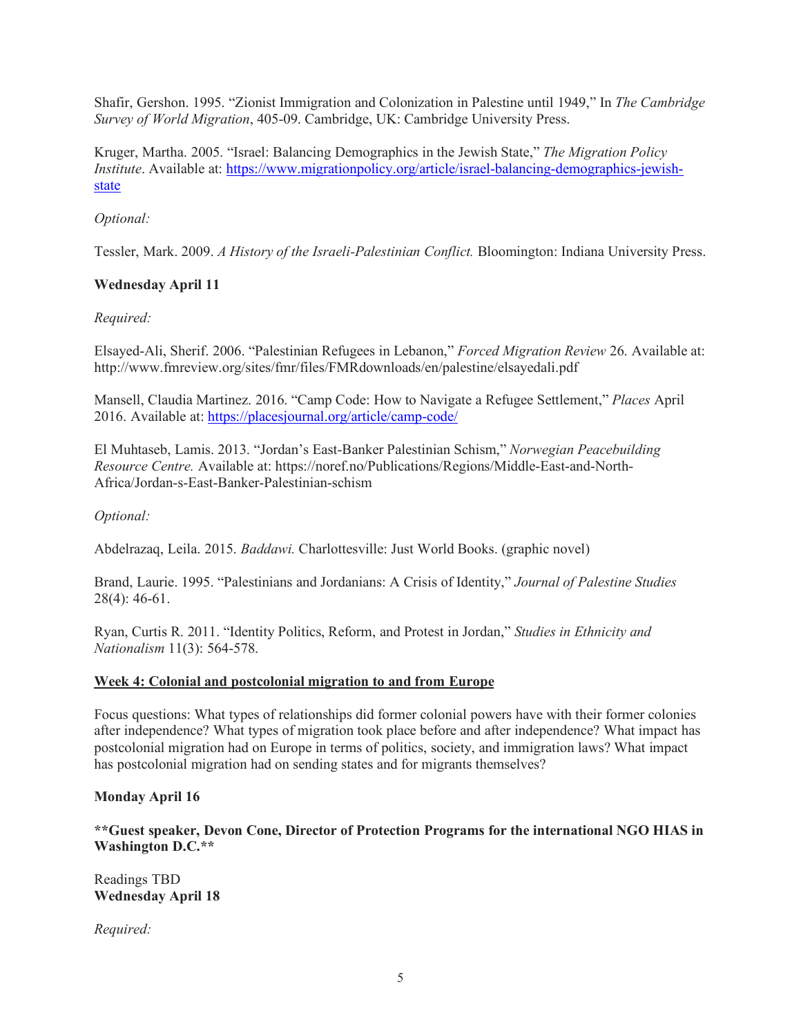Shafir, Gershon. 1995. "Zionist Immigration and Colonization in Palestine until 1949," In *The Cambridge Survey of World Migration*, 405-09. Cambridge, UK: Cambridge University Press.

Kruger, Martha. 2005. "Israel: Balancing Demographics in the Jewish State," *The Migration Policy Institute*. Available at: [https://www.migrationpolicy.org/article/israel-balancing-demographics-jewish-state](https://www.migrationpolicy.org/article/israel-balancing-demographics-jewish-state)

*Optional:*

Tessler, Mark. 2009. *A History of the Israeli-Palestinian Conflict.* Bloomington: Indiana University Press.

**Wednesday April 11**

*Required:*

Elsayed-Ali, Sherif. 2006. "Palestinian Refugees in Lebanon," *Forced Migration Review* 26. Available at: http://www.fmreview.org/sites/fmr/files/FMRdownloads/en/palestine/elsayedali.pdf

Mansell, Claudia Martinez. 2016. "Camp Code: How to Navigate a Refugee Settlement," *Places* April 2016. Available at: [https://placesjournal.org/article/camp-code/](https://placesjournal.org/article/camp-code/)

El Muhtaseb, Lamis. 2013. "Jordan's East-Banker Palestinian Schism," *Norwegian Peacebuilding Resource Centre.* Available at: https://noref.no/Publications/Regions/Middle-East-and-North-Africa/Jordan-s-East-Banker-Palestinian-schism

*Optional:*

Abdelrazaq, Leila. 2015. *Baddawi.* Charlottesville: Just World Books. (graphic novel)

Brand, Laurie. 1995. "Palestinians and Jordanians: A Crisis of Identity," *Journal of Palestine Studies* 28(4): 46-61.

Ryan, Curtis R. 2011. "Identity Politics, Reform, and Protest in Jordan," *Studies in Ethnicity and Nationalism* 11(3): 564-578.

## <u>Week 4: Colonial and postcolonial migration to and from Europe</u>

Focus questions: What types of relationships did former colonial powers have with their former colonies after independence? What types of migration took place before and after independence? What impact has postcolonial migration had on Europe in terms of politics, society, and immigration laws? What impact has postcolonial migration had on sending states and for migrants themselves?

**Monday April 16**

****Guest speaker, Devon Cone, Director of Protection Programs for the international NGO HIAS in Washington D.C.****

Readings TBD

**Wednesday April 18**

*Required:*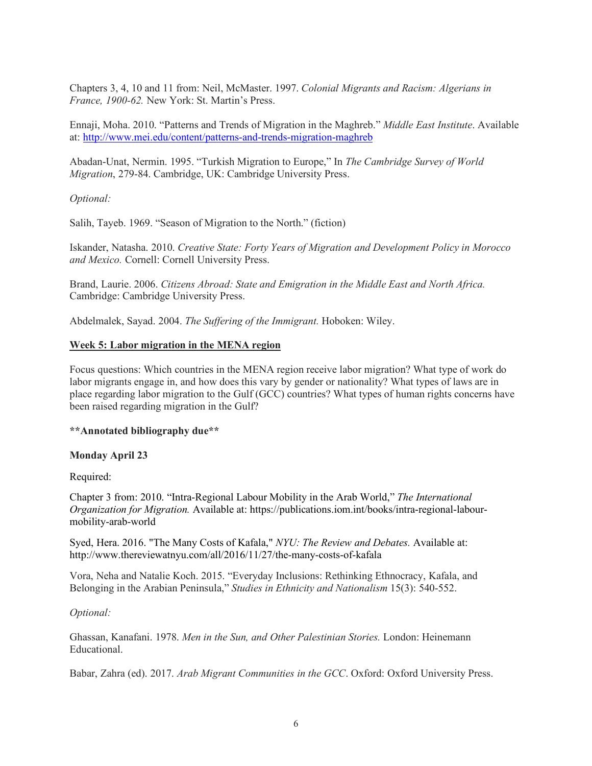Chapters 3, 4, 10 and 11 from: Neil, McMaster. 1997. *Colonial Migrants and Racism: Algerians in France, 1900-62.* New York: St. Martin's Press.

Ennaji, Moha. 2010. "Patterns and Trends of Migration in the Maghreb." *Middle East Institute*. Available at: [http://www.mei.edu/content/patterns-and-trends-migration-maghreb](http://www.mei.edu/content/patterns-and-trends-migration-maghreb)

Abadan-Unat, Nermin. 1995. "Turkish Migration to Europe," In *The Cambridge Survey of World Migration*, 279-84. Cambridge, UK: Cambridge University Press.

*Optional:*

Salih, Tayeb. 1969. "Season of Migration to the North." (fiction)

Iskander, Natasha. 2010. *Creative State: Forty Years of Migration and Development Policy in Morocco and Mexico.* Cornell: Cornell University Press.

Brand, Laurie. 2006. *Citizens Abroad: State and Emigration in the Middle East and North Africa.* Cambridge: Cambridge University Press.

Abdelmalek, Sayad. 2004. *The Suffering of the Immigrant.* Hoboken: Wiley.

## Week 5: Labor migration in the MENA region

Focus questions: Which countries in the MENA region receive labor migration? What type of work do labor migrants engage in, and how does this vary by gender or nationality? What types of laws are in place regarding labor migration to the Gulf (GCC) countries? What types of human rights concerns have been raised regarding migration in the Gulf?

**\*\*Annotated bibliography due\*\***

**Monday April 23**

Required:

Chapter 3 from: 2010. "Intra-Regional Labour Mobility in the Arab World," *The International Organization for Migration.* Available at: https://publications.iom.int/books/intra-regional-labour-mobility-arab-world

Syed, Hera. 2016. "The Many Costs of Kafala," *NYU: The Review and Debates.* Available at: http://www.thereviewatnyu.com/all/2016/11/27/the-many-costs-of-kafala

Vora, Neha and Natalie Koch. 2015. "Everyday Inclusions: Rethinking Ethnocracy, Kafala, and Belonging in the Arabian Peninsula," *Studies in Ethnicity and Nationalism* 15(3): 540-552.

*Optional:*

Ghassan, Kanafani. 1978. *Men in the Sun, and Other Palestinian Stories.* London: Heinemann Educational.

Babar, Zahra (ed). 2017. *Arab Migrant Communities in the GCC*. Oxford: Oxford University Press.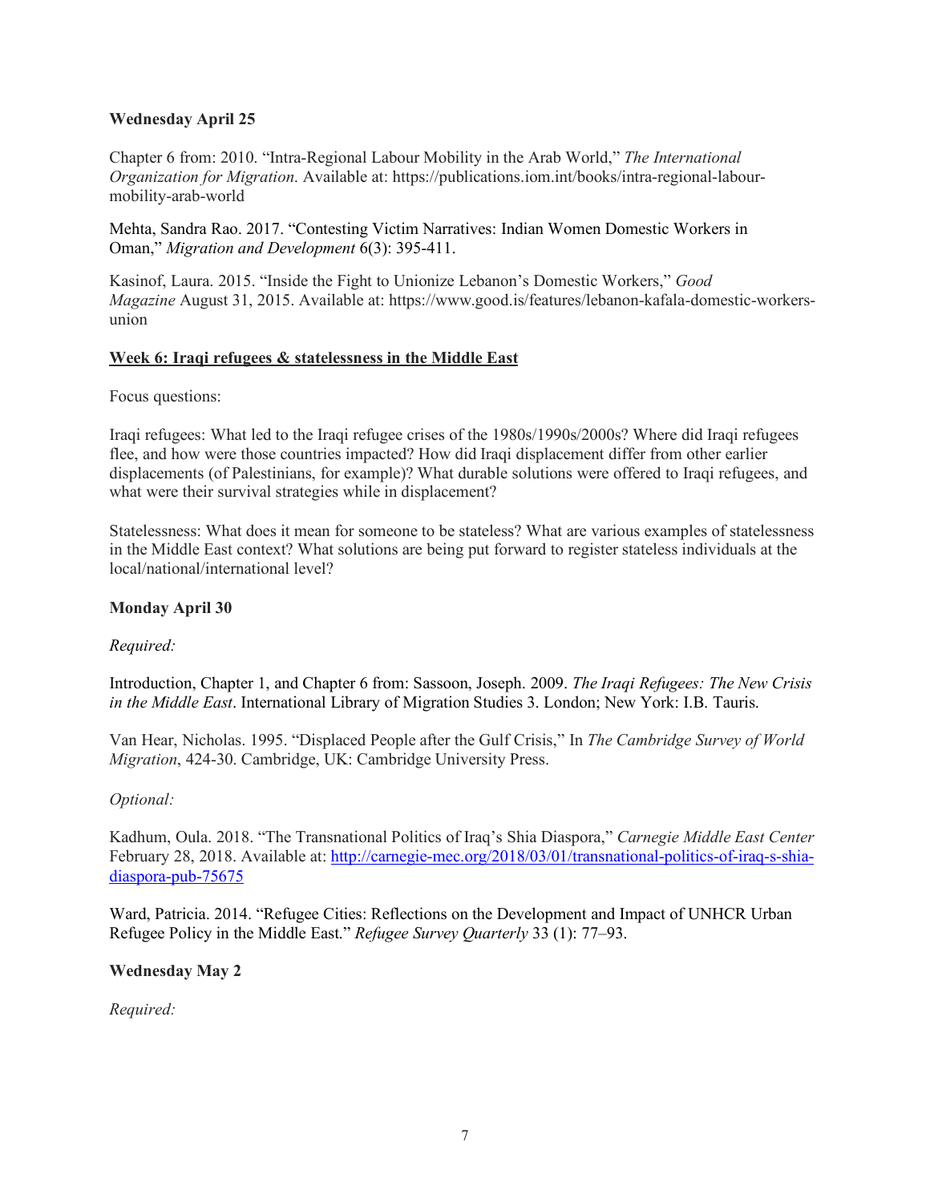**Wednesday April 25**

Chapter 6 from: 2010. "Intra-Regional Labour Mobility in the Arab World," *The International Organization for Migration*. Available at: https://publications.iom.int/books/intra-regional-labour-mobility-arab-world

Mehta, Sandra Rao. 2017. "Contesting Victim Narratives: Indian Women Domestic Workers in Oman," *Migration and Development* 6(3): 395-411.

Kasinof, Laura. 2015. "Inside the Fight to Unionize Lebanon's Domestic Workers," *Good Magazine* August 31, 2015. Available at: https://www.good.is/features/lebanon-kafala-domestic-workers-union

## Week 6: Iraqi refugees & statelessness in the Middle East

Focus questions:

Iraqi refugees: What led to the Iraqi refugee crises of the 1980s/1990s/2000s? Where did Iraqi refugees flee, and how were those countries impacted? How did Iraqi displacement differ from other earlier displacements (of Palestinians, for example)? What durable solutions were offered to Iraqi refugees, and what were their survival strategies while in displacement?

Statelessness: What does it mean for someone to be stateless? What are various examples of statelessness in the Middle East context? What solutions are being put forward to register stateless individuals at the local/national/international level?

**Monday April 30**

*Required:*

Introduction, Chapter 1, and Chapter 6 from: Sassoon, Joseph. 2009. *The Iraqi Refugees: The New Crisis in the Middle East*. International Library of Migration Studies 3. London; New York: I.B. Tauris.

Van Hear, Nicholas. 1995. "Displaced People after the Gulf Crisis," In *The Cambridge Survey of World Migration*, 424-30. Cambridge, UK: Cambridge University Press.

*Optional:*

Kadhum, Oula. 2018. "The Transnational Politics of Iraq's Shia Diaspora," *Carnegie Middle East Center* February 28, 2018. Available at: http://carnegie-mec.org/2018/03/01/transnational-politics-of-iraq-s-shia-diaspora-pub-75675

Ward, Patricia. 2014. "Refugee Cities: Reflections on the Development and Impact of UNHCR Urban Refugee Policy in the Middle East." *Refugee Survey Quarterly* 33 (1): 77–93.

**Wednesday May 2**

*Required:*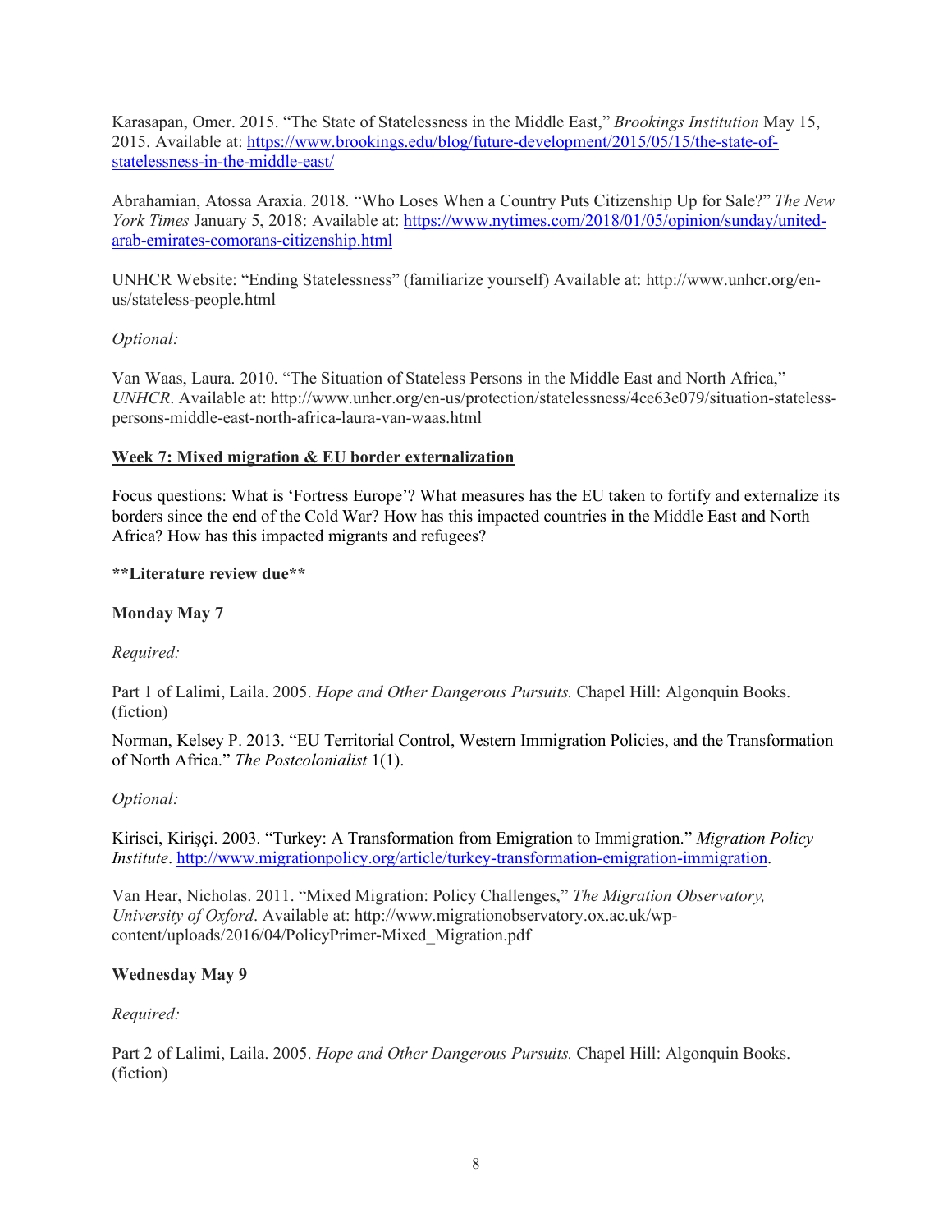Karasapan, Omer. 2015. "The State of Statelessness in the Middle East," *Brookings Institution* May 15, 2015. Available at: https://www.brookings.edu/blog/future-development/2015/05/15/the-state-of-statelessness-in-the-middle-east/

Abrahamian, Atossa Araxia. 2018. "Who Loses When a Country Puts Citizenship Up for Sale?" *The New York Times* January 5, 2018: Available at: https://www.nytimes.com/2018/01/05/opinion/sunday/united-arab-emirates-comorans-citizenship.html

UNHCR Website: "Ending Statelessness" (familiarize yourself) Available at: http://www.unhcr.org/en-us/stateless-people.html

*Optional:*

Van Waas, Laura. 2010. "The Situation of Stateless Persons in the Middle East and North Africa," *UNHCR*. Available at: http://www.unhcr.org/en-us/protection/statelessness/4ce63e079/situation-stateless-persons-middle-east-north-africa-laura-van-waas.html

## Week 7: Mixed migration & EU border externalization

Focus questions: What is 'Fortress Europe'? What measures has the EU taken to fortify and externalize its borders since the end of the Cold War? How has this impacted countries in the Middle East and North Africa? How has this impacted migrants and refugees?

**\*\*Literature review due\*\***

### Monday May 7

*Required:*

Part 1 of Lalimi, Laila. 2005. *Hope and Other Dangerous Pursuits.* Chapel Hill: Algonquin Books. (fiction)

Norman, Kelsey P. 2013. "EU Territorial Control, Western Immigration Policies, and the Transformation of North Africa." *The Postcolonialist* 1(1).

*Optional:*

Kirisci, Kirişçi. 2003. "Turkey: A Transformation from Emigration to Immigration." *Migration Policy Institute*. http://www.migrationpolicy.org/article/turkey-transformation-emigration-immigration.

Van Hear, Nicholas. 2011. "Mixed Migration: Policy Challenges," *The Migration Observatory, University of Oxford*. Available at: http://www.migrationobservatory.ox.ac.uk/wp-content/uploads/2016/04/PolicyPrimer-Mixed_Migration.pdf

### Wednesday May 9

*Required:*

Part 2 of Lalimi, Laila. 2005. *Hope and Other Dangerous Pursuits.* Chapel Hill: Algonquin Books. (fiction)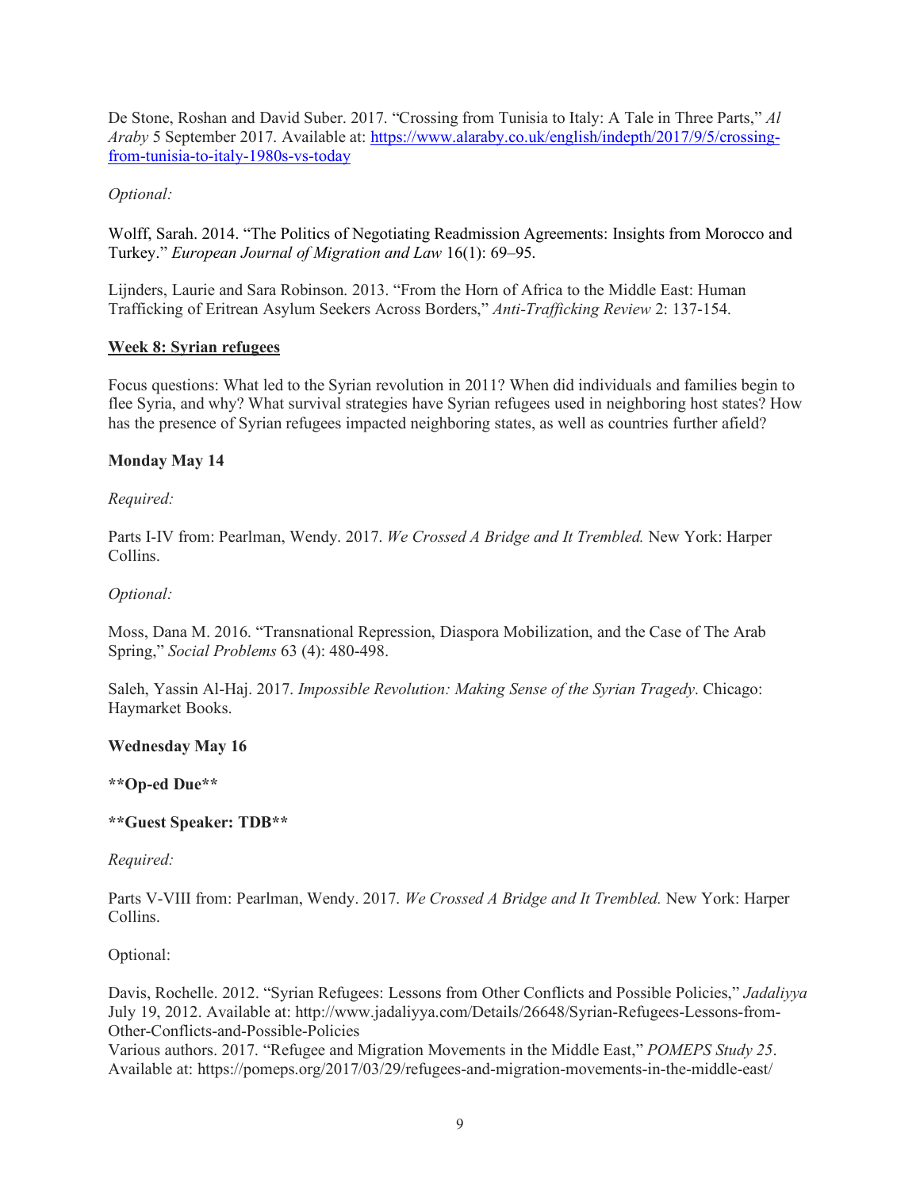De Stone, Roshan and David Suber. 2017. "Crossing from Tunisia to Italy: A Tale in Three Parts," *Al Araby* 5 September 2017. Available at: [https://www.alaraby.co.uk/english/indepth/2017/9/5/crossing-from-tunisia-to-italy-1980s-vs-today](https://www.alaraby.co.uk/english/indepth/2017/9/5/crossing-from-tunisia-to-italy-1980s-vs-today)

*Optional:*

Wolff, Sarah. 2014. "The Politics of Negotiating Readmission Agreements: Insights from Morocco and Turkey." *European Journal of Migration and Law* 16(1): 69–95.

Lijnders, Laurie and Sara Robinson. 2013. "From the Horn of Africa to the Middle East: Human Trafficking of Eritrean Asylum Seekers Across Borders," *Anti-Trafficking Review* 2: 137-154.

## Week 8: Syrian refugees

Focus questions: What led to the Syrian revolution in 2011? When did individuals and families begin to flee Syria, and why? What survival strategies have Syrian refugees used in neighboring host states? How has the presence of Syrian refugees impacted neighboring states, as well as countries further afield?

### Monday May 14

*Required:*

Parts I-IV from: Pearlman, Wendy. 2017. *We Crossed A Bridge and It Trembled.* New York: Harper Collins.

*Optional:*

Moss, Dana M. 2016. "Transnational Repression, Diaspora Mobilization, and the Case of The Arab Spring," *Social Problems* 63 (4): 480-498.

Saleh, Yassin Al-Haj. 2017. *Impossible Revolution: Making Sense of the Syrian Tragedy*. Chicago: Haymarket Books.

### Wednesday May 16

**\*\*Op-ed Due\*\***

**\*\*Guest Speaker: TDB\*\***

*Required:*

Parts V-VIII from: Pearlman, Wendy. 2017. *We Crossed A Bridge and It Trembled.* New York: Harper Collins.

Optional:

Davis, Rochelle. 2012. "Syrian Refugees: Lessons from Other Conflicts and Possible Policies," *Jadaliyya* July 19, 2012. Available at: http://www.jadaliyya.com/Details/26648/Syrian-Refugees-Lessons-from-Other-Conflicts-and-Possible-Policies

Various authors. 2017. "Refugee and Migration Movements in the Middle East," *POMEPS Study 25*. Available at: https://pomeps.org/2017/03/29/refugees-and-migration-movements-in-the-middle-east/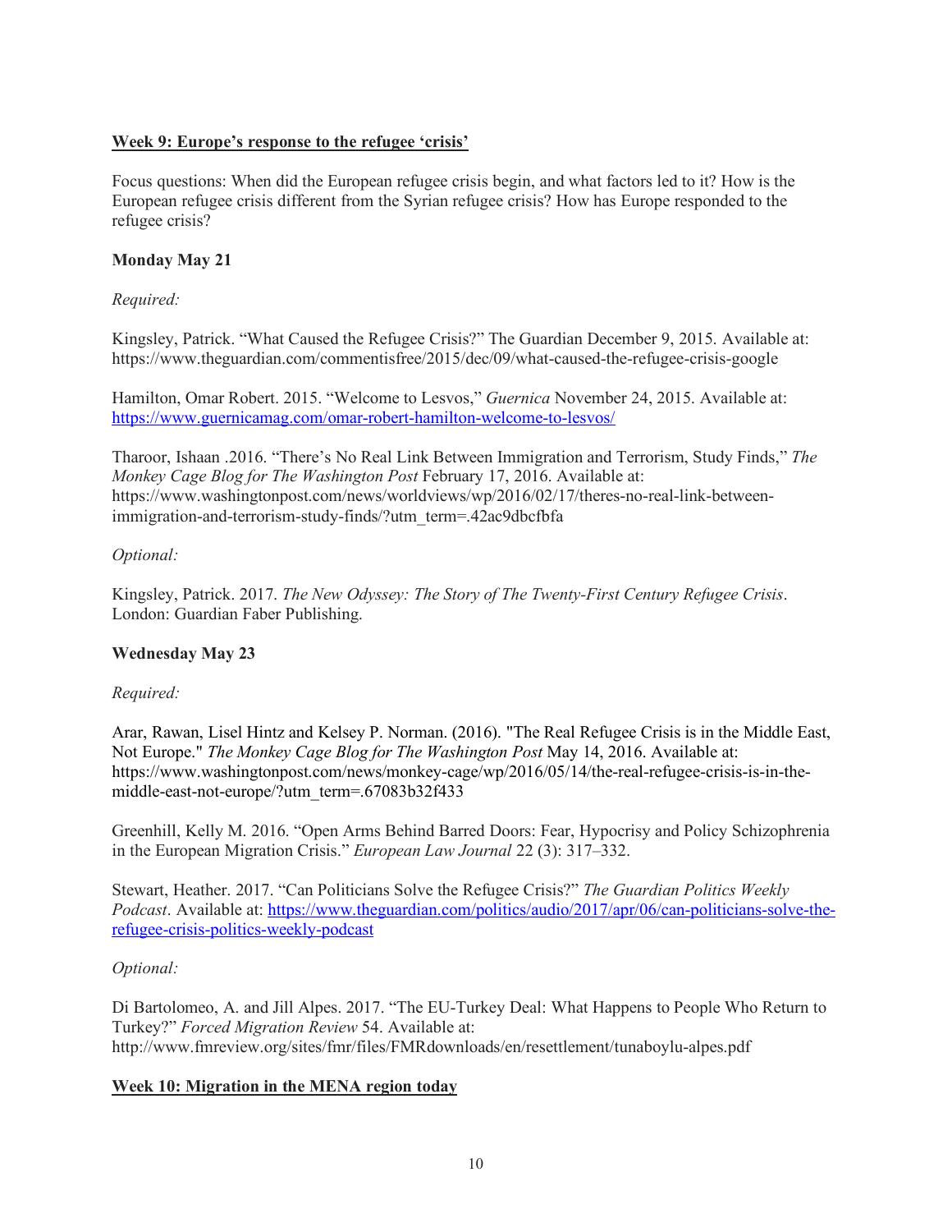## Week 9: Europe's response to the refugee 'crisis'

Focus questions: When did the European refugee crisis begin, and what factors led to it? How is the European refugee crisis different from the Syrian refugee crisis? How has Europe responded to the refugee crisis?

### Monday May 21

*Required:*

Kingsley, Patrick. "What Caused the Refugee Crisis?" The Guardian December 9, 2015. Available at: https://www.theguardian.com/commentisfree/2015/dec/09/what-caused-the-refugee-crisis-google

Hamilton, Omar Robert. 2015. "Welcome to Lesvos," *Guernica* November 24, 2015. Available at: https://www.guernicamag.com/omar-robert-hamilton-welcome-to-lesvos/

Tharoor, Ishaan .2016. "There's No Real Link Between Immigration and Terrorism, Study Finds," *The Monkey Cage Blog for The Washington Post* February 17, 2016. Available at: https://www.washingtonpost.com/news/worldviews/wp/2016/02/17/theres-no-real-link-between-immigration-and-terrorism-study-finds/?utm_term=.42ac9dbcfbfa

*Optional:*

Kingsley, Patrick. 2017. *The New Odyssey: The Story of The Twenty-First Century Refugee Crisis*. London: Guardian Faber Publishing.

### Wednesday May 23

*Required:*

Arar, Rawan, Lisel Hintz and Kelsey P. Norman. (2016). "The Real Refugee Crisis is in the Middle East, Not Europe." *The Monkey Cage Blog for The Washington Post* May 14, 2016. Available at: https://www.washingtonpost.com/news/monkey-cage/wp/2016/05/14/the-real-refugee-crisis-is-in-the-middle-east-not-europe/?utm_term=.67083b32f433

Greenhill, Kelly M. 2016. "Open Arms Behind Barred Doors: Fear, Hypocrisy and Policy Schizophrenia in the European Migration Crisis." *European Law Journal* 22 (3): 317–332.

Stewart, Heather. 2017. "Can Politicians Solve the Refugee Crisis?" *The Guardian Politics Weekly Podcast*. Available at: https://www.theguardian.com/politics/audio/2017/apr/06/can-politicians-solve-the-refugee-crisis-politics-weekly-podcast

*Optional:*

Di Bartolomeo, A. and Jill Alpes. 2017. "The EU-Turkey Deal: What Happens to People Who Return to Turkey?" *Forced Migration Review* 54. Available at: http://www.fmreview.org/sites/fmr/files/FMRdownloads/en/resettlement/tunaboylu-alpes.pdf

## Week 10: Migration in the MENA region today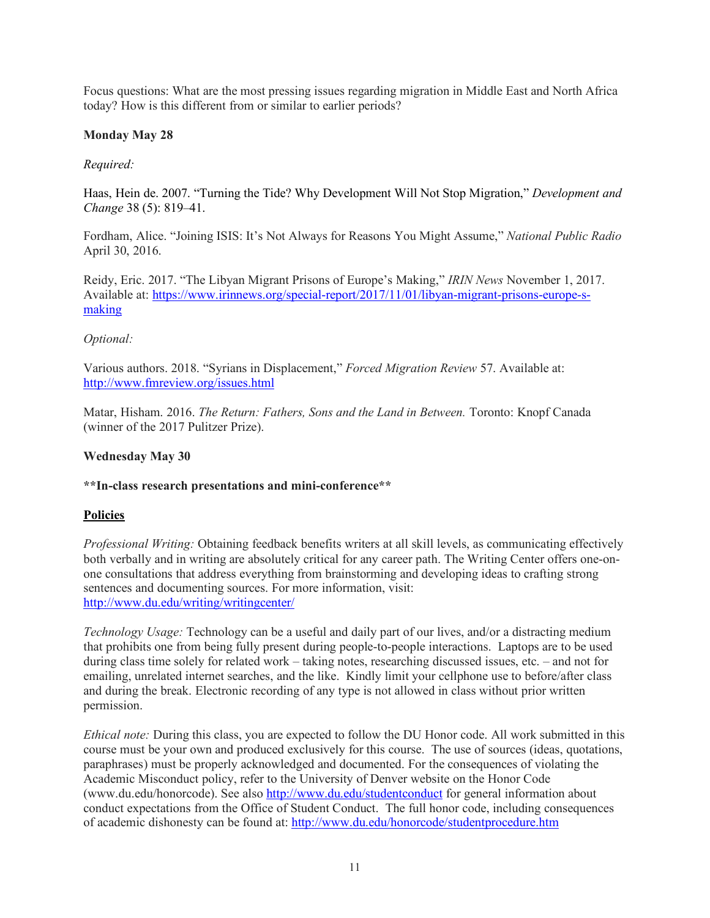Focus questions: What are the most pressing issues regarding migration in Middle East and North Africa today? How is this different from or similar to earlier periods?

**Monday May 28**

*Required:*

Haas, Hein de. 2007. "Turning the Tide? Why Development Will Not Stop Migration," *Development and Change* 38 (5): 819–41.

Fordham, Alice. "Joining ISIS: It's Not Always for Reasons You Might Assume," *National Public Radio* April 30, 2016.

Reidy, Eric. 2017. "The Libyan Migrant Prisons of Europe's Making," *IRIN News* November 1, 2017. Available at: [https://www.irinnews.org/special-report/2017/11/01/libyan-migrant-prisons-europe-s-making](https://www.irinnews.org/special-report/2017/11/01/libyan-migrant-prisons-europe-s-making)

*Optional:*

Various authors. 2018. "Syrians in Displacement," *Forced Migration Review* 57. Available at: [http://www.fmreview.org/issues.html](http://www.fmreview.org/issues.html)

Matar, Hisham. 2016. *The Return: Fathers, Sons and the Land in Between.* Toronto: Knopf Canada (winner of the 2017 Pulitzer Prize).

**Wednesday May 30**

**\*\*In-class research presentations and mini-conference\*\***

**<u>Policies</u>**

*Professional Writing:* Obtaining feedback benefits writers at all skill levels, as communicating effectively both verbally and in writing are absolutely critical for any career path. The Writing Center offers one-on-one consultations that address everything from brainstorming and developing ideas to crafting strong sentences and documenting sources. For more information, visit: [http://www.du.edu/writing/writingcenter/](http://www.du.edu/writing/writingcenter/)

*Technology Usage:* Technology can be a useful and daily part of our lives, and/or a distracting medium that prohibits one from being fully present during people-to-people interactions. Laptops are to be used during class time solely for related work – taking notes, researching discussed issues, etc. – and not for emailing, unrelated internet searches, and the like. Kindly limit your cellphone use to before/after class and during the break. Electronic recording of any type is not allowed in class without prior written permission.

*Ethical note:* During this class, you are expected to follow the DU Honor code. All work submitted in this course must be your own and produced exclusively for this course. The use of sources (ideas, quotations, paraphrases) must be properly acknowledged and documented. For the consequences of violating the Academic Misconduct policy, refer to the University of Denver website on the Honor Code (www.du.edu/honorcode). See also [http://www.du.edu/studentconduct](http://www.du.edu/studentconduct) for general information about conduct expectations from the Office of Student Conduct. The full honor code, including consequences of academic dishonesty can be found at: [http://www.du.edu/honorcode/studentprocedure.htm](http://www.du.edu/honorcode/studentprocedure.htm)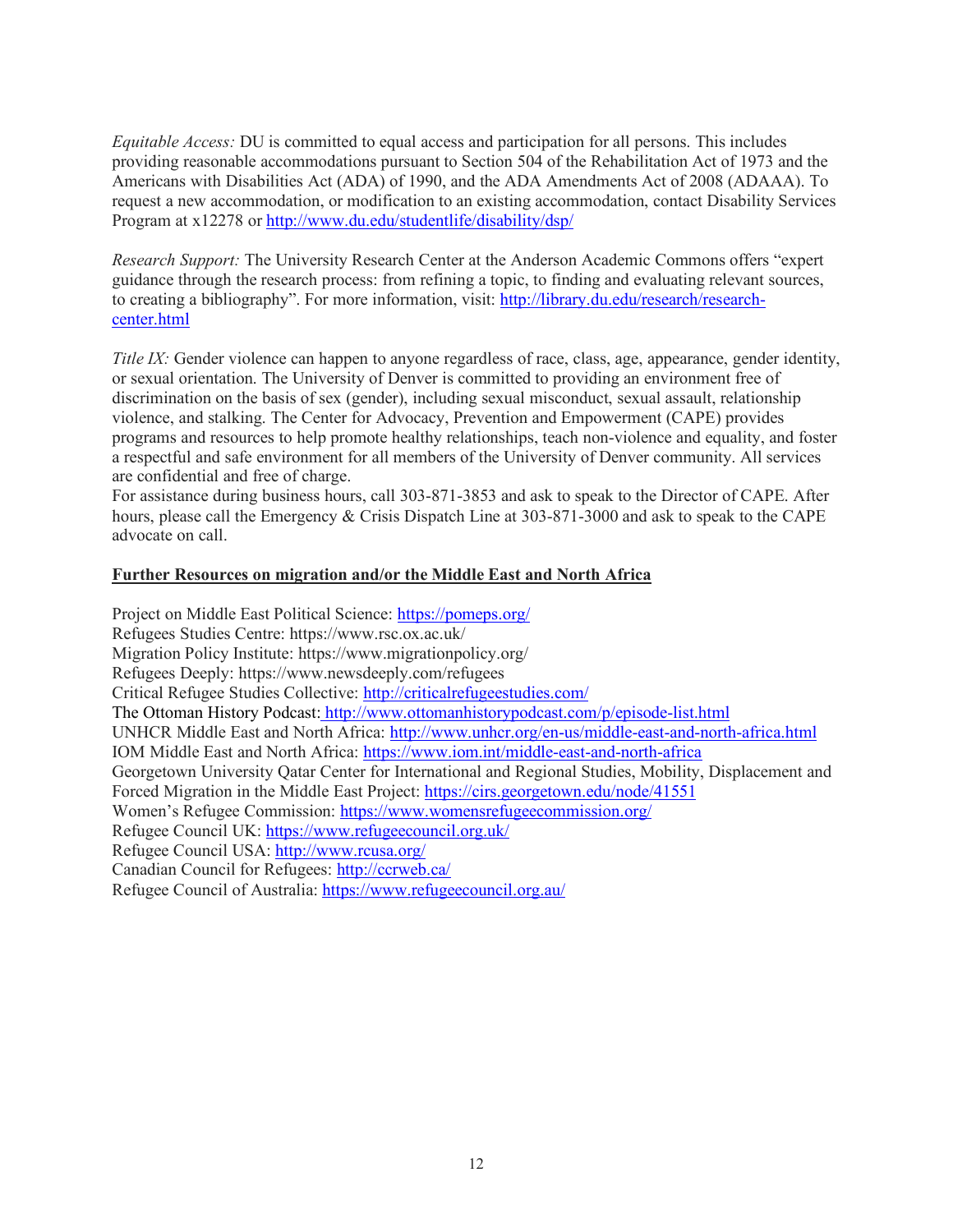*Equitable Access:* DU is committed to equal access and participation for all persons. This includes providing reasonable accommodations pursuant to Section 504 of the Rehabilitation Act of 1973 and the Americans with Disabilities Act (ADA) of 1990, and the ADA Amendments Act of 2008 (ADAAA). To request a new accommodation, or modification to an existing accommodation, contact Disability Services Program at x12278 or http://www.du.edu/studentlife/disability/dsp/

*Research Support:* The University Research Center at the Anderson Academic Commons offers "expert guidance through the research process: from refining a topic, to finding and evaluating relevant sources, to creating a bibliography". For more information, visit: http://library.du.edu/research/research-center.html

*Title IX:* Gender violence can happen to anyone regardless of race, class, age, appearance, gender identity, or sexual orientation. The University of Denver is committed to providing an environment free of discrimination on the basis of sex (gender), including sexual misconduct, sexual assault, relationship violence, and stalking. The Center for Advocacy, Prevention and Empowerment (CAPE) provides programs and resources to help promote healthy relationships, teach non-violence and equality, and foster a respectful and safe environment for all members of the University of Denver community. All services are confidential and free of charge.
For assistance during business hours, call 303-871-3853 and ask to speak to the Director of CAPE. After hours, please call the Emergency & Crisis Dispatch Line at 303-871-3000 and ask to speak to the CAPE advocate on call.

**Further Resources on migration and/or the Middle East and North Africa**

Project on Middle East Political Science: https://pomeps.org/
Refugees Studies Centre: https://www.rsc.ox.ac.uk/
Migration Policy Institute: https://www.migrationpolicy.org/
Refugees Deeply: https://www.newsdeeply.com/refugees
Critical Refugee Studies Collective: http://criticalrefugeestudies.com/
The Ottoman History Podcast: http://www.ottomanhistorypodcast.com/p/episode-list.html
UNHCR Middle East and North Africa: http://www.unhcr.org/en-us/middle-east-and-north-africa.html
IOM Middle East and North Africa: https://www.iom.int/middle-east-and-north-africa
Georgetown University Qatar Center for International and Regional Studies, Mobility, Displacement and Forced Migration in the Middle East Project: https://cirs.georgetown.edu/node/41551
Women's Refugee Commission: https://www.womensrefugeecommission.org/
Refugee Council UK: https://www.refugeecouncil.org.uk/
Refugee Council USA: http://www.rcusa.org/
Canadian Council for Refugees: http://ccrweb.ca/
Refugee Council of Australia: https://www.refugeecouncil.org.au/